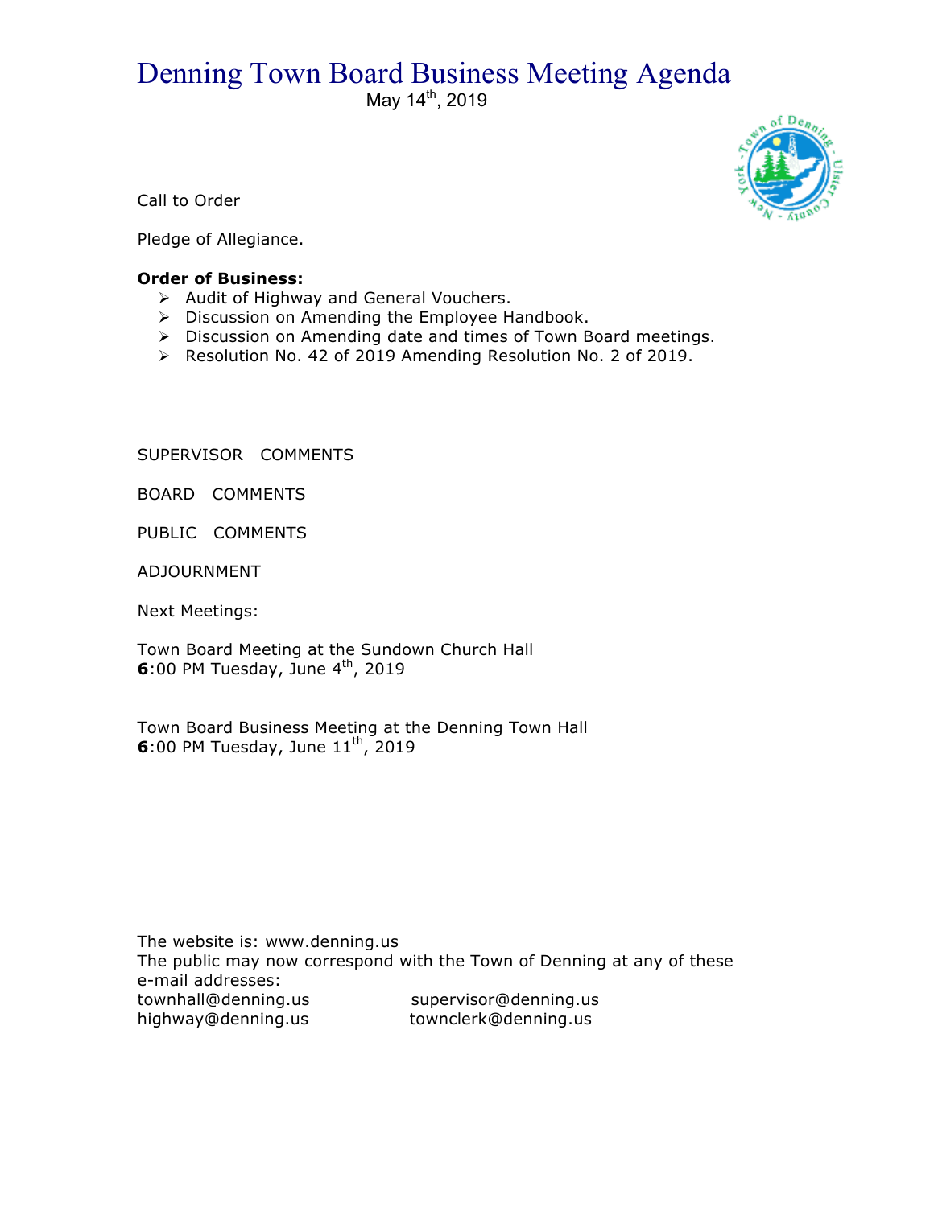# Denning Town Board Business Meeting Agenda

May 14th, 2019

Call to Order

Pledge of Allegiance.

**Order of Business:**

- Audit of Highway and General Vouchers.
- Discussion on Amending the Employee Handbook.
- Discussion on Amending date and times of Town Board meetings.
- Resolution No. 42 of 2019 Amending Resolution No. 2 of 2019.

SUPERVISOR COMMENTS

BOARD COMMENTS

PUBLIC COMMENTS

ADJOURNMENT

Next Meetings:

Town Board Meeting at the Sundown Church Hall
**6**:00 PM Tuesday, June 4th, 2019

Town Board Business Meeting at the Denning Town Hall
**6**:00 PM Tuesday, June 11th, 2019

The website is: www.denning.us
The public may now correspond with the Town of Denning at any of these e-mail addresses:

townhall@denning.us supervisor@denning.us
highway@denning.us townclerk@denning.us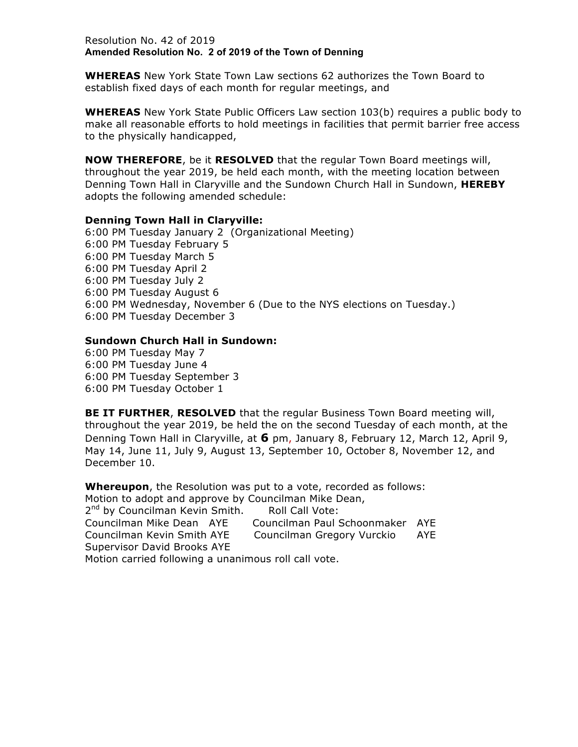Resolution No. 42 of 2019
**Amended Resolution No. 2 of 2019 of the Town of Denning**

**WHEREAS** New York State Town Law sections 62 authorizes the Town Board to establish fixed days of each month for regular meetings, and

**WHEREAS** New York State Public Officers Law section 103(b) requires a public body to make all reasonable efforts to hold meetings in facilities that permit barrier free access to the physically handicapped,

**NOW THEREFORE**, be it **RESOLVED** that the regular Town Board meetings will, throughout the year 2019, be held each month, with the meeting location between Denning Town Hall in Claryville and the Sundown Church Hall in Sundown, **HEREBY** adopts the following amended schedule:

**Denning Town Hall in Claryville:**
6:00 PM Tuesday January 2 (Organizational Meeting)
6:00 PM Tuesday February 5
6:00 PM Tuesday March 5
6:00 PM Tuesday April 2
6:00 PM Tuesday July 2
6:00 PM Tuesday August 6
6:00 PM Wednesday, November 6 (Due to the NYS elections on Tuesday.)
6:00 PM Tuesday December 3

**Sundown Church Hall in Sundown:**
6:00 PM Tuesday May 7
6:00 PM Tuesday June 4
6:00 PM Tuesday September 3
6:00 PM Tuesday October 1

**BE IT FURTHER**, **RESOLVED** that the regular Business Town Board meeting will, throughout the year 2019, be held the on the second Tuesday of each month, at the Denning Town Hall in Claryville, at **6** pm, January 8, February 12, March 12, April 9, May 14, June 11, July 9, August 13, September 10, October 8, November 12, and December 10.

**Whereupon**, the Resolution was put to a vote, recorded as follows:
Motion to adopt and approve by Councilman Mike Dean,
2nd by Councilman Kevin Smith. Roll Call Vote:
Councilman Mike Dean AYE Councilman Paul Schoonmaker AYE
Councilman Kevin Smith AYE Councilman Gregory Vurckio AYE
Supervisor David Brooks AYE
Motion carried following a unanimous roll call vote.